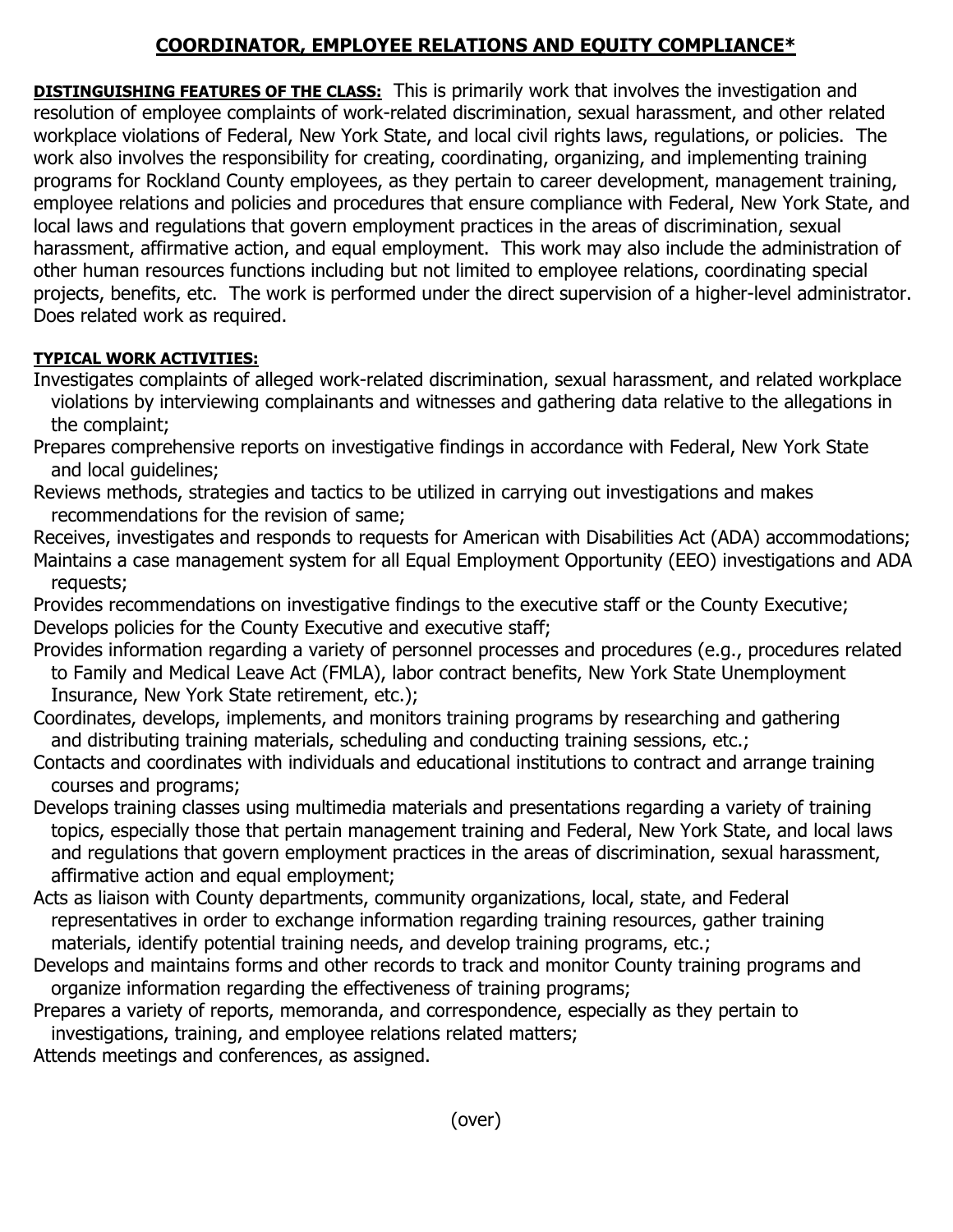# COORDINATOR, EMPLOYEE RELATIONS AND EQUITY COMPLIANCE*

**DISTINGUISHING FEATURES OF THE CLASS:** This is primarily work that involves the investigation and resolution of employee complaints of work-related discrimination, sexual harassment, and other related workplace violations of Federal, New York State, and local civil rights laws, regulations, or policies. The work also involves the responsibility for creating, coordinating, organizing, and implementing training programs for Rockland County employees, as they pertain to career development, management training, employee relations and policies and procedures that ensure compliance with Federal, New York State, and local laws and regulations that govern employment practices in the areas of discrimination, sexual harassment, affirmative action, and equal employment. This work may also include the administration of other human resources functions including but not limited to employee relations, coordinating special projects, benefits, etc. The work is performed under the direct supervision of a higher-level administrator. Does related work as required.

**TYPICAL WORK ACTIVITIES:**

Investigates complaints of alleged work-related discrimination, sexual harassment, and related workplace violations by interviewing complainants and witnesses and gathering data relative to the allegations in the complaint;

Prepares comprehensive reports on investigative findings in accordance with Federal, New York State and local guidelines;

Reviews methods, strategies and tactics to be utilized in carrying out investigations and makes recommendations for the revision of same;

Receives, investigates and responds to requests for American with Disabilities Act (ADA) accommodations;

Maintains a case management system for all Equal Employment Opportunity (EEO) investigations and ADA requests;

Provides recommendations on investigative findings to the executive staff or the County Executive;

Develops policies for the County Executive and executive staff;

Provides information regarding a variety of personnel processes and procedures (e.g., procedures related to Family and Medical Leave Act (FMLA), labor contract benefits, New York State Unemployment Insurance, New York State retirement, etc.);

Coordinates, develops, implements, and monitors training programs by researching and gathering and distributing training materials, scheduling and conducting training sessions, etc.;

Contacts and coordinates with individuals and educational institutions to contract and arrange training courses and programs;

Develops training classes using multimedia materials and presentations regarding a variety of training topics, especially those that pertain management training and Federal, New York State, and local laws and regulations that govern employment practices in the areas of discrimination, sexual harassment, affirmative action and equal employment;

Acts as liaison with County departments, community organizations, local, state, and Federal representatives in order to exchange information regarding training resources, gather training materials, identify potential training needs, and develop training programs, etc.;

Develops and maintains forms and other records to track and monitor County training programs and organize information regarding the effectiveness of training programs;

Prepares a variety of reports, memoranda, and correspondence, especially as they pertain to investigations, training, and employee relations related matters;

Attends meetings and conferences, as assigned.

(over)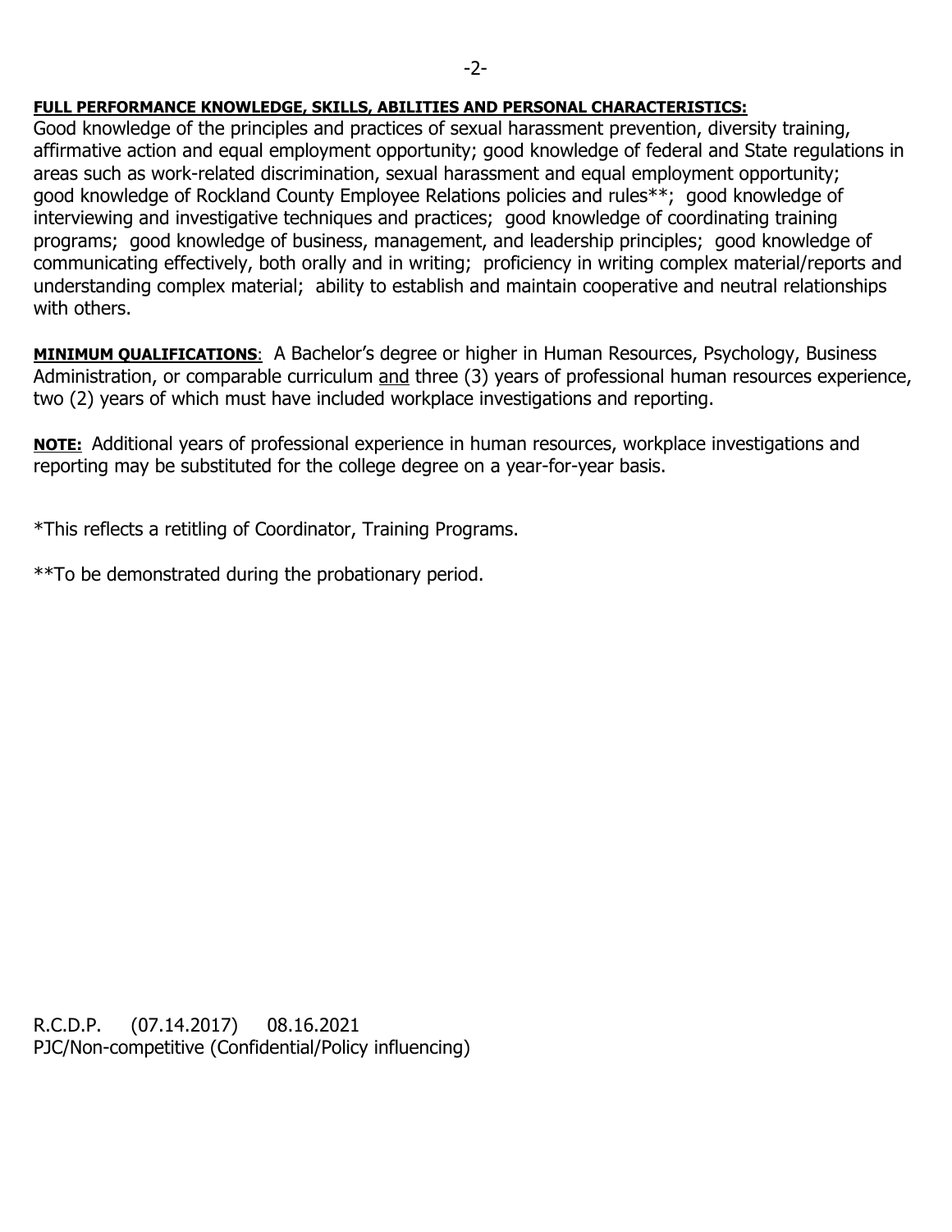**FULL PERFORMANCE KNOWLEDGE, SKILLS, ABILITIES AND PERSONAL CHARACTERISTICS:**
Good knowledge of the principles and practices of sexual harassment prevention, diversity training, affirmative action and equal employment opportunity; good knowledge of federal and State regulations in areas such as work-related discrimination, sexual harassment and equal employment opportunity; good knowledge of Rockland County Employee Relations policies and rules**; good knowledge of interviewing and investigative techniques and practices; good knowledge of coordinating training programs; good knowledge of business, management, and leadership principles; good knowledge of communicating effectively, both orally and in writing; proficiency in writing complex material/reports and understanding complex material; ability to establish and maintain cooperative and neutral relationships with others.

**MINIMUM QUALIFICATIONS**: A Bachelor's degree or higher in Human Resources, Psychology, Business Administration, or comparable curriculum and three (3) years of professional human resources experience, two (2) years of which must have included workplace investigations and reporting.

**NOTE:** Additional years of professional experience in human resources, workplace investigations and reporting may be substituted for the college degree on a year-for-year basis.

*This reflects a retitling of Coordinator, Training Programs.

**To be demonstrated during the probationary period.

R.C.D.P. (07.14.2017) 08.16.2021
PJC/Non-competitive (Confidential/Policy influencing)